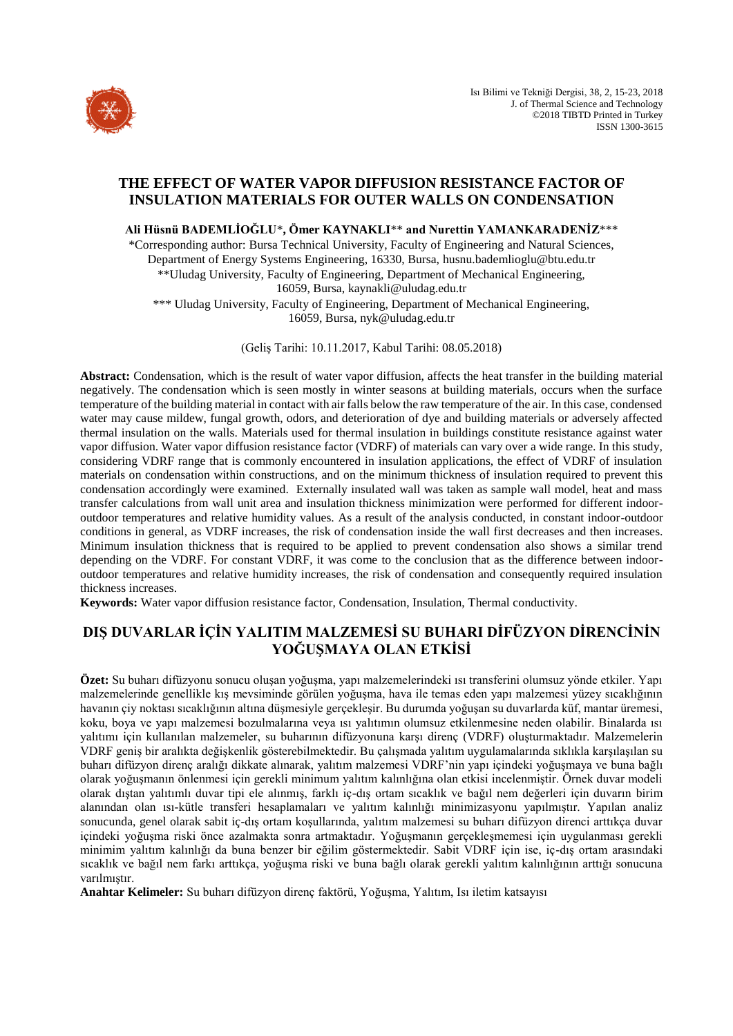# THE EFFECT OF WATER VAPOR DIFFUSION RESISTANCE FACTOR OF INSULATION MATERIALS FOR OUTER WALLS ON CONDENSATION

**Ali Hüsnü BADEMLİOĞLU***, **Ömer KAYNAKLI**** **and Nurettin YAMANKARADENİZ*****

*Corresponding author: Bursa Technical University, Faculty of Engineering and Natural Sciences, Department of Energy Systems Engineering, 16330, Bursa, husnu.bademlioglu@btu.edu.tr

**Uludag University, Faculty of Engineering, Department of Mechanical Engineering, 16059, Bursa, kaynakli@uludag.edu.tr

*** Uludag University, Faculty of Engineering, Department of Mechanical Engineering, 16059, Bursa, nyk@uludag.edu.tr

(Geliş Tarihi: 10.11.2017, Kabul Tarihi: 08.05.2018)

**Abstract:** Condensation, which is the result of water vapor diffusion, affects the heat transfer in the building material negatively. The condensation which is seen mostly in winter seasons at building materials, occurs when the surface temperature of the building material in contact with air falls below the raw temperature of the air. In this case, condensed water may cause mildew, fungal growth, odors, and deterioration of dye and building materials or adversely affected thermal insulation on the walls. Materials used for thermal insulation in buildings constitute resistance against water vapor diffusion. Water vapor diffusion resistance factor (VDRF) of materials can vary over a wide range. In this study, considering VDRF range that is commonly encountered in insulation applications, the effect of VDRF of insulation materials on condensation within constructions, and on the minimum thickness of insulation required to prevent this condensation accordingly were examined. Externally insulated wall was taken as sample wall model, heat and mass transfer calculations from wall unit area and insulation thickness minimization were performed for different indoor-outdoor temperatures and relative humidity values. As a result of the analysis conducted, in constant indoor-outdoor conditions in general, as VDRF increases, the risk of condensation inside the wall first decreases and then increases. Minimum insulation thickness that is required to be applied to prevent condensation also shows a similar trend depending on the VDRF. For constant VDRF, it was come to the conclusion that as the difference between indoor-outdoor temperatures and relative humidity increases, the risk of condensation and consequently required insulation thickness increases.

**Keywords:** Water vapor diffusion resistance factor, Condensation, Insulation, Thermal conductivity.

# DIŞ DUVARLAR İÇİN YALITIM MALZEMESİ SU BUHARI DİFÜZYON DİRENCİNİN YOĞUŞMAYA OLAN ETKİSİ

**Özet:** Su buharı difüzyonu sonucu oluşan yoğuşma, yapı malzemelerindeki ısı transferini olumsuz yönde etkiler. Yapı malzemelerinde genellikle kış mevsiminde görülen yoğuşma, hava ile temas eden yapı malzemesi yüzey sıcaklığının havanın çiy noktası sıcaklığının altına düşmesiyle gerçekleşir. Bu durumda yoğuşan su duvarlarda küf, mantar üremesi, koku, boya ve yapı malzemesi bozulmalarına veya ısı yalıtımın olumsuz etkilenmesine neden olabilir. Binalarda ısı yalıtımı için kullanılan malzemeler, su buharının difüzyonuna karşı direnç (VDRF) oluşturmaktadır. Malzemelerin VDRF geniş bir aralıkta değişkenlik gösterebilmektedir. Bu çalışmada yalıtım uygulamalarında sıklıkla karşılaşılan su buharı difüzyon direnç aralığı dikkate alınarak, yalıtım malzemesi VDRF'nin yapı içindeki yoğuşmaya ve buna bağlı olarak yoğuşmanın önlenmesi için gerekli minimum yalıtım kalınlığına olan etkisi incelenmiştir. Örnek duvar modeli olarak dıştan yalıtımlı duvar tipi ele alınmış, farklı iç-dış ortam sıcaklık ve bağıl nem değerleri için duvarın birim alanından olan ısı-kütle transferi hesaplamaları ve yalıtım kalınlığı minimizasyonu yapılmıştır. Yapılan analiz sonucunda, genel olarak sabit iç-dış ortam koşullarında, yalıtım malzemesi su buharı difüzyon direnci arttıkça duvar içindeki yoğuşma riski önce azalmakta sonra artmaktadır. Yoğuşmanın gerçekleşmemesi için uygulanması gerekli minimim yalıtım kalınlığı da buna benzer bir eğilim göstermektedir. Sabit VDRF için ise, iç-dış ortam arasındaki sıcaklık ve bağıl nem farkı arttıkça, yoğuşma riski ve buna bağlı olarak gerekli yalıtım kalınlığının arttığı sonucuna varılmıştır.

**Anahtar Kelimeler:** Su buharı difüzyon direnç faktörü, Yoğuşma, Yalıtım, Isı iletim katsayısı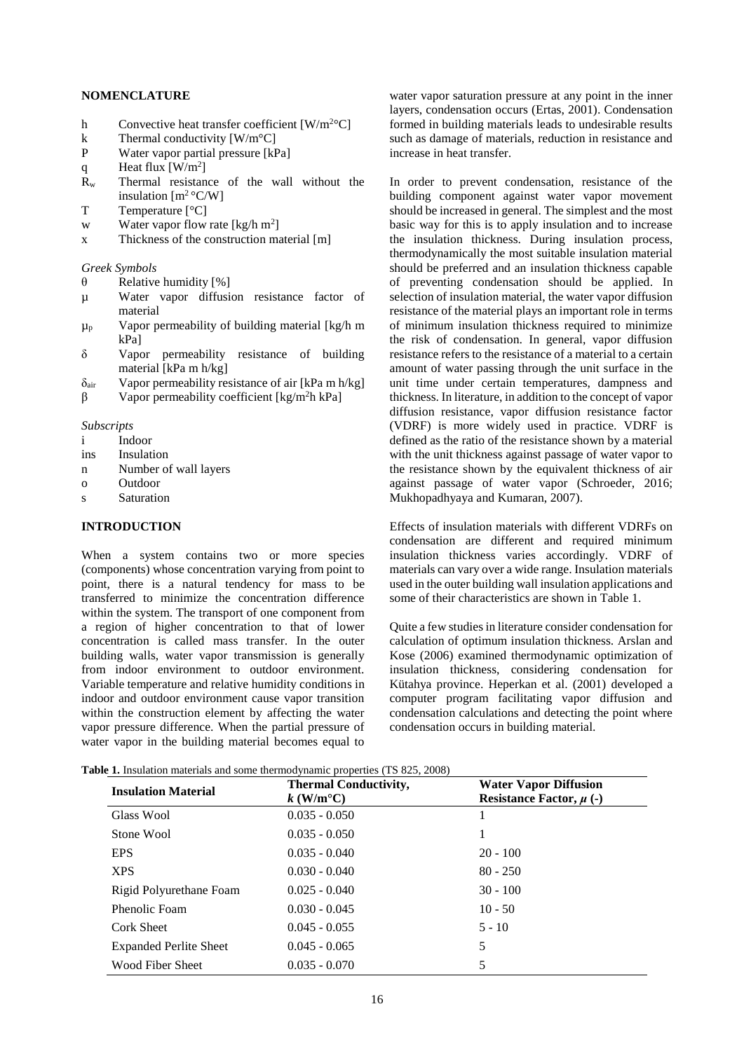## NOMENCLATURE

- h Convective heat transfer coefficient [W/m$^2$°C]
- k Thermal conductivity [W/m°C]
- P Water vapor partial pressure [kPa]
- q Heat flux [W/m$^2$]
- $R_w$ Thermal resistance of the wall without the insulation [m$^2$ °C/W]
- T Temperature [°C]
- w Water vapor flow rate [kg/h m$^2$]
- x Thickness of the construction material [m]

*Greek Symbols*

- θ Relative humidity [%]
- μ Water vapor diffusion resistance factor of material
- $\mu_p$ Vapor permeability of building material [kg/h m kPa]
- δ Vapor permeability resistance of building material [kPa m h/kg]
- $\delta_{air}$ Vapor permeability resistance of air [kPa m h/kg]
- β Vapor permeability coefficient [kg/m$^2$h kPa]

*Subscripts*

- i Indoor
- ins Insulation
- n Number of wall layers
- o Outdoor
- s Saturation

## INTRODUCTION

When a system contains two or more species (components) whose concentration varying from point to point, there is a natural tendency for mass to be transferred to minimize the concentration difference within the system. The transport of one component from a region of higher concentration to that of lower concentration is called mass transfer. In the outer building walls, water vapor transmission is generally from indoor environment to outdoor environment. Variable temperature and relative humidity conditions in indoor and outdoor environment cause vapor transition within the construction element by affecting the water vapor pressure difference. When the partial pressure of water vapor in the building material becomes equal to water vapor saturation pressure at any point in the inner layers, condensation occurs (Ertas, 2001). Condensation formed in building materials leads to undesirable results such as damage of materials, reduction in resistance and increase in heat transfer.

In order to prevent condensation, resistance of the building component against water vapor movement should be increased in general. The simplest and the most basic way for this is to apply insulation and to increase the insulation thickness. During insulation process, thermodynamically the most suitable insulation material should be preferred and an insulation thickness capable of preventing condensation should be applied. In selection of insulation material, the water vapor diffusion resistance of the material plays an important role in terms of minimum insulation thickness required to minimize the risk of condensation. In general, vapor diffusion resistance refers to the resistance of a material to a certain amount of water passing through the unit surface in the unit time under certain temperatures, dampness and thickness. In literature, in addition to the concept of vapor diffusion resistance, vapor diffusion resistance factor (VDRF) is more widely used in practice. VDRF is defined as the ratio of the resistance shown by a material with the unit thickness against passage of water vapor to the resistance shown by the equivalent thickness of air against passage of water vapor (Schroeder, 2016; Mukhopadhyaya and Kumaran, 2007).

Effects of insulation materials with different VDRFs on condensation are different and required minimum insulation thickness varies accordingly. VDRF of materials can vary over a wide range. Insulation materials used in the outer building wall insulation applications and some of their characteristics are shown in Table 1.

Quite a few studies in literature consider condensation for calculation of optimum insulation thickness. Arslan and Kose (2006) examined thermodynamic optimization of insulation thickness, considering condensation for Kütahya province. Heperkan et al. (2001) developed a computer program facilitating vapor diffusion and condensation calculations and detecting the point where condensation occurs in building material.

**Table 1.** Insulation materials and some thermodynamic properties (TS 825, 2008)

| Insulation Material | Thermal Conductivity, $k$ (W/m°C) | Water Vapor Diffusion Resistance Factor, $\mu$ (-) |
| --- | --- | --- |
| Glass Wool | 0.035 - 0.050 | 1 |
| Stone Wool | 0.035 - 0.050 | 1 |
| EPS | 0.035 - 0.040 | 20 - 100 |
| XPS | 0.030 - 0.040 | 80 - 250 |
| Rigid Polyurethane Foam | 0.025 - 0.040 | 30 - 100 |
| Phenolic Foam | 0.030 - 0.045 | 10 - 50 |
| Cork Sheet | 0.045 - 0.055 | 5 - 10 |
| Expanded Perlite Sheet | 0.045 - 0.065 | 5 |
| Wood Fiber Sheet | 0.035 - 0.070 | 5 |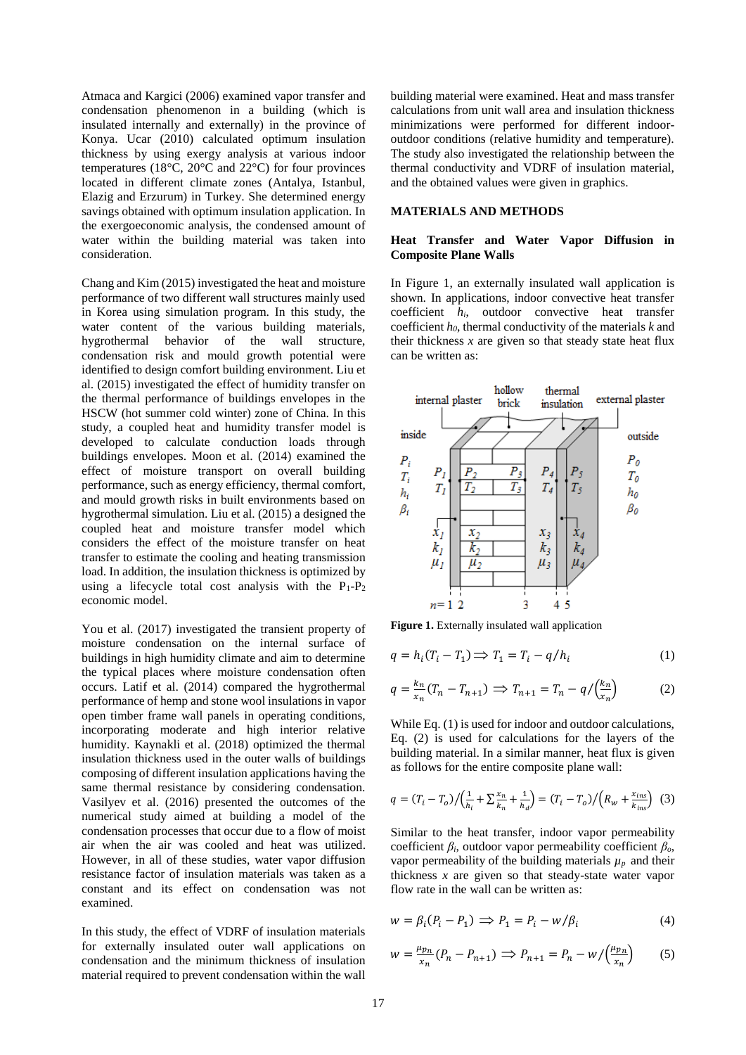Atmaca and Kargici (2006) examined vapor transfer and condensation phenomenon in a building (which is insulated internally and externally) in the province of Konya. Ucar (2010) calculated optimum insulation thickness by using exergy analysis at various indoor temperatures (18°C, 20°C and 22°C) for four provinces located in different climate zones (Antalya, Istanbul, Elazig and Erzurum) in Turkey. She determined energy savings obtained with optimum insulation application. In the exergoeconomic analysis, the condensed amount of water within the building material was taken into consideration.

Chang and Kim (2015) investigated the heat and moisture performance of two different wall structures mainly used in Korea using simulation program. In this study, the water content of the various building materials, hygrothermal behavior of the wall structure, condensation risk and mould growth potential were identified to design comfort building environment. Liu et al. (2015) investigated the effect of humidity transfer on the thermal performance of buildings envelopes in the HSCW (hot summer cold winter) zone of China. In this study, a coupled heat and humidity transfer model is developed to calculate conduction loads through buildings envelopes. Moon et al. (2014) examined the effect of moisture transport on overall building performance, such as energy efficiency, thermal comfort, and mould growth risks in built environments based on hygrothermal simulation. Liu et al. (2015) a designed the coupled heat and moisture transfer model which considers the effect of the moisture transfer on heat transfer to estimate the cooling and heating transmission load. In addition, the insulation thickness is optimized by using a lifecycle total cost analysis with the $P_1$-$P_2$ economic model.

You et al. (2017) investigated the transient property of moisture condensation on the internal surface of buildings in high humidity climate and aim to determine the typical places where moisture condensation often occurs. Latif et al. (2014) compared the hygrothermal performance of hemp and stone wool insulations in vapor open timber frame wall panels in operating conditions, incorporating moderate and high interior relative humidity. Kaynakli et al. (2018) optimized the thermal insulation thickness used in the outer walls of buildings composing of different insulation applications having the same thermal resistance by considering condensation. Vasilyev et al. (2016) presented the outcomes of the numerical study aimed at building a model of the condensation processes that occur due to a flow of moist air when the air was cooled and heat was utilized. However, in all of these studies, water vapor diffusion resistance factor of insulation materials was taken as a constant and its effect on condensation was not examined.

In this study, the effect of VDRF of insulation materials for externally insulated outer wall applications on condensation and the minimum thickness of insulation material required to prevent condensation within the wall building material were examined. Heat and mass transfer calculations from unit wall area and insulation thickness minimizations were performed for different indoor-outdoor conditions (relative humidity and temperature). The study also investigated the relationship between the thermal conductivity and VDRF of insulation material, and the obtained values were given in graphics.

## MATERIALS AND METHODS

### Heat Transfer and Water Vapor Diffusion in Composite Plane Walls

In Figure 1, an externally insulated wall application is shown. In applications, indoor convective heat transfer coefficient $h_i$, outdoor convective heat transfer coefficient $h_0$, thermal conductivity of the materials $k$ and their thickness $x$ are given so that steady state heat flux can be written as:

**Figure 1.** Externally insulated wall application

$$q = h_i(T_i - T_1) \Rightarrow T_1 = T_i - q/h_i \quad (1)$$

$$q = \frac{k_n}{x_n}(T_n - T_{n+1}) \Rightarrow T_{n+1} = T_n - q/\left(\frac{k_n}{x_n}\right) \quad (2)$$

While Eq. (1) is used for indoor and outdoor calculations, Eq. (2) is used for calculations for the layers of the building material. In a similar manner, heat flux is given as follows for the entire composite plane wall:

$$q = (T_i - T_o)/\left(\frac{1}{h_i} + \sum\frac{x_n}{k_n} + \frac{1}{h_d}\right) = (T_i - T_o)/\left(R_w + \frac{x_{ins}}{k_{ins}}\right) \quad (3)$$

Similar to the heat transfer, indoor vapor permeability coefficient $\beta_i$, outdoor vapor permeability coefficient $\beta_o$, vapor permeability of the building materials $\mu_p$ and their thickness $x$ are given so that steady-state water vapor flow rate in the wall can be written as:

$$w = \beta_i(P_i - P_1) \Rightarrow P_1 = P_i - w/\beta_i \quad (4)$$

$$w = \frac{\mu_{p_n}}{x_n}(P_n - P_{n+1}) \Rightarrow P_{n+1} = P_n - w/\left(\frac{\mu_{p_n}}{x_n}\right) \quad (5)$$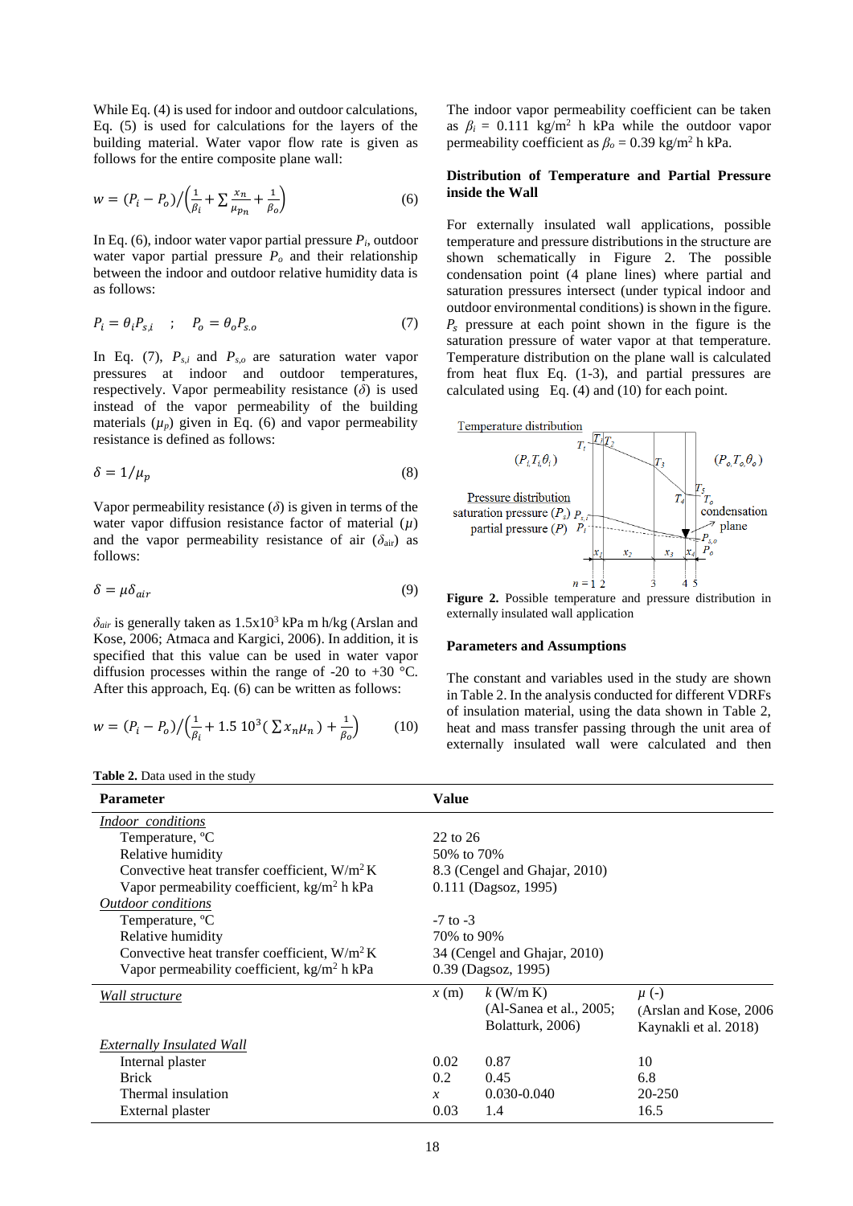While Eq. (4) is used for indoor and outdoor calculations, Eq. (5) is used for calculations for the layers of the building material. Water vapor flow rate is given as follows for the entire composite plane wall:

$$w = (P_i - P_o)\Big/\left(\frac{1}{\beta_i} + \sum \frac{x_n}{\mu_{pn}} + \frac{1}{\beta_o}\right) \tag{6}$$

In Eq. (6), indoor water vapor partial pressure $P_i$, outdoor water vapor partial pressure $P_o$ and their relationship between the indoor and outdoor relative humidity data is as follows:

$$P_i = \theta_i P_{s,i} \quad ; \quad P_o = \theta_o P_{s.o} \tag{7}$$

In Eq. (7), $P_{s,i}$ and $P_{s,o}$ are saturation water vapor pressures at indoor and outdoor temperatures, respectively. Vapor permeability resistance ($\delta$) is used instead of the vapor permeability of the building materials ($\mu_p$) given in Eq. (6) and vapor permeability resistance is defined as follows:

$$\delta = 1/\mu_p \tag{8}$$

Vapor permeability resistance ($\delta$) is given in terms of the water vapor diffusion resistance factor of material ($\mu$) and the vapor permeability resistance of air ($\delta_{air}$) as follows:

$$\delta = \mu \delta_{air} \tag{9}$$

$\delta_{air}$ is generally taken as $1.5\text{x}10^3$ kPa m h/kg (Arslan and Kose, 2006; Atmaca and Kargici, 2006). In addition, it is specified that this value can be used in water vapor diffusion processes within the range of -20 to +30 °C. After this approach, Eq. (6) can be written as follows:

$$w = (P_i - P_o)\Big/\left(\frac{1}{\beta_i} + 1.5\ 10^3\left(\sum x_n \mu_n\right) + \frac{1}{\beta_o}\right) \tag{10}$$

The indoor vapor permeability coefficient can be taken as $\beta_i$ = 0.111 kg/m$^2$ h kPa while the outdoor vapor permeability coefficient as $\beta_o$ = 0.39 kg/m$^2$ h kPa.

**Distribution of Temperature and Partial Pressure inside the Wall**

For externally insulated wall applications, possible temperature and pressure distributions in the structure are shown schematically in Figure 2. The possible condensation point (4 plane lines) where partial and saturation pressures intersect (under typical indoor and outdoor environmental conditions) is shown in the figure. $P_s$ pressure at each point shown in the figure is the saturation pressure of water vapor at that temperature. Temperature distribution on the plane wall is calculated from heat flux Eq. (1-3), and partial pressures are calculated using Eq. (4) and (10) for each point.

**Figure 2.** Possible temperature and pressure distribution in externally insulated wall application

**Parameters and Assumptions**

The constant and variables used in the study are shown in Table 2. In the analysis conducted for different VDRFs of insulation material, using the data shown in Table 2, heat and mass transfer passing through the unit area of externally insulated wall were calculated and then

**Table 2.** Data used in the study

| Parameter | Value | | |
|---|---|---|---|
| *Indoor conditions* | | | |
| Temperature, ºC | 22 to 26 | | |
| Relative humidity | 50% to 70% | | |
| Convective heat transfer coefficient, W/m$^2$ K | 8.3 (Cengel and Ghajar, 2010) | | |
| Vapor permeability coefficient, kg/m$^2$ h kPa | 0.111 (Dagsoz, 1995) | | |
| *Outdoor conditions* | | | |
| Temperature, ºC | -7 to -3 | | |
| Relative humidity | 70% to 90% | | |
| Convective heat transfer coefficient, W/m$^2$ K | 34 (Cengel and Ghajar, 2010) | | |
| Vapor permeability coefficient, kg/m$^2$ h kPa | 0.39 (Dagsoz, 1995) | | |
| *Wall structure* | $x$ (m) | $k$ (W/m K) (Al-Sanea et al., 2005; Bolatturk, 2006) | $\mu$ (-) (Arslan and Kose, 2006 Kaynakli et al. 2018) |
| *Externally Insulated Wall* | | | |
| Internal plaster | 0.02 | 0.87 | 10 |
| Brick | 0.2 | 0.45 | 6.8 |
| Thermal insulation | $x$ | 0.030-0.040 | 20-250 |
| External plaster | 0.03 | 1.4 | 16.5 |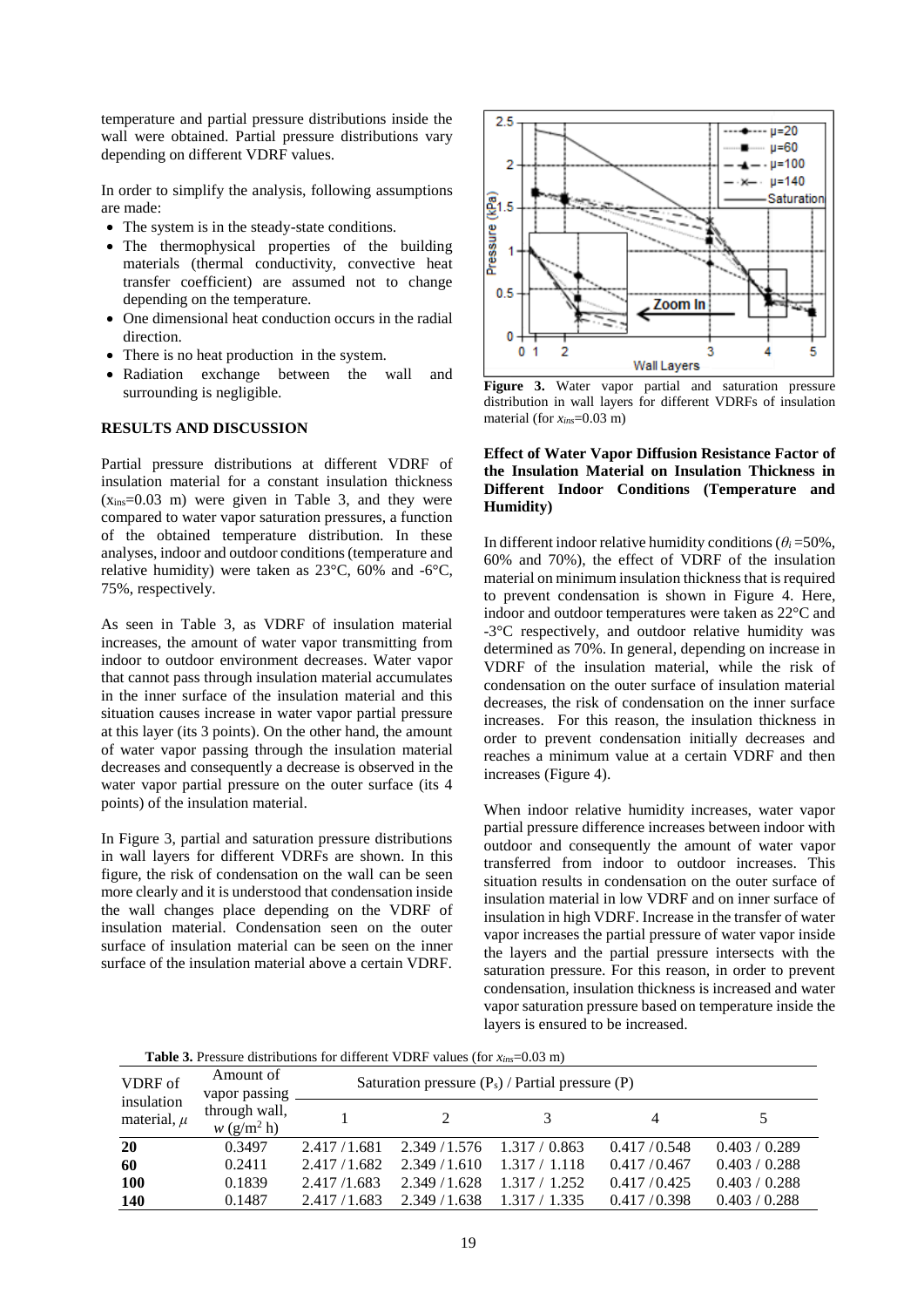temperature and partial pressure distributions inside the wall were obtained. Partial pressure distributions vary depending on different VDRF values.

In order to simplify the analysis, following assumptions are made:

- The system is in the steady-state conditions.
- The thermophysical properties of the building materials (thermal conductivity, convective heat transfer coefficient) are assumed not to change depending on the temperature.
- One dimensional heat conduction occurs in the radial direction.
- There is no heat production in the system.
- Radiation exchange between the wall and surrounding is negligible.

## RESULTS AND DISCUSSION

Partial pressure distributions at different VDRF of insulation material for a constant insulation thickness ($x_{ins}$=0.03 m) were given in Table 3, and they were compared to water vapor saturation pressures, a function of the obtained temperature distribution. In these analyses, indoor and outdoor conditions (temperature and relative humidity) were taken as 23°C, 60% and -6°C, 75%, respectively.

As seen in Table 3, as VDRF of insulation material increases, the amount of water vapor transmitting from indoor to outdoor environment decreases. Water vapor that cannot pass through insulation material accumulates in the inner surface of the insulation material and this situation causes increase in water vapor partial pressure at this layer (its 3 points). On the other hand, the amount of water vapor passing through the insulation material decreases and consequently a decrease is observed in the water vapor partial pressure on the outer surface (its 4 points) of the insulation material.

In Figure 3, partial and saturation pressure distributions in wall layers for different VDRFs are shown. In this figure, the risk of condensation on the wall can be seen more clearly and it is understood that condensation inside the wall changes place depending on the VDRF of insulation material. Condensation seen on the outer surface of insulation material can be seen on the inner surface of the insulation material above a certain VDRF.

**Figure 3.** Water vapor partial and saturation pressure distribution in wall layers for different VDRFs of insulation material (for $x_{ins}$=0.03 m)

### Effect of Water Vapor Diffusion Resistance Factor of the Insulation Material on Insulation Thickness in Different Indoor Conditions (Temperature and Humidity)

In different indoor relative humidity conditions ($\theta_i$ =50%, 60% and 70%), the effect of VDRF of the insulation material on minimum insulation thickness that is required to prevent condensation is shown in Figure 4. Here, indoor and outdoor temperatures were taken as 22°C and -3°C respectively, and outdoor relative humidity was determined as 70%. In general, depending on increase in VDRF of the insulation material, while the risk of condensation on the outer surface of insulation material decreases, the risk of condensation on the inner surface increases. For this reason, the insulation thickness in order to prevent condensation initially decreases and reaches a minimum value at a certain VDRF and then increases (Figure 4).

When indoor relative humidity increases, water vapor partial pressure difference increases between indoor with outdoor and consequently the amount of water vapor transferred from indoor to outdoor increases. This situation results in condensation on the outer surface of insulation material in low VDRF and on inner surface of insulation in high VDRF. Increase in the transfer of water vapor increases the partial pressure of water vapor inside the layers and the partial pressure intersects with the saturation pressure. For this reason, in order to prevent condensation, insulation thickness is increased and water vapor saturation pressure based on temperature inside the layers is ensured to be increased.

**Table 3.** Pressure distributions for different VDRF values (for $x_{ins}$=0.03 m)

| VDRF of insulation material, $\mu$ | Amount of vapor passing through wall, $w$ (g/m$^2$ h) | Saturation pressure ($P_s$) / Partial pressure (P) | | | | |
|---|---|---|---|---|---|---|
| | | 1 | 2 | 3 | 4 | 5 |
| **20** | 0.3497 | 2.417 /1.681 | 2.349 /1.576 | 1.317 / 0.863 | 0.417 /0.548 | 0.403 / 0.289 |
| **60** | 0.2411 | 2.417 /1.682 | 2.349 /1.610 | 1.317 / 1.118 | 0.417 /0.467 | 0.403 / 0.288 |
| **100** | 0.1839 | 2.417 /1.683 | 2.349 /1.628 | 1.317 / 1.252 | 0.417 /0.425 | 0.403 / 0.288 |
| **140** | 0.1487 | 2.417 /1.683 | 2.349 /1.638 | 1.317 / 1.335 | 0.417 /0.398 | 0.403 / 0.288 |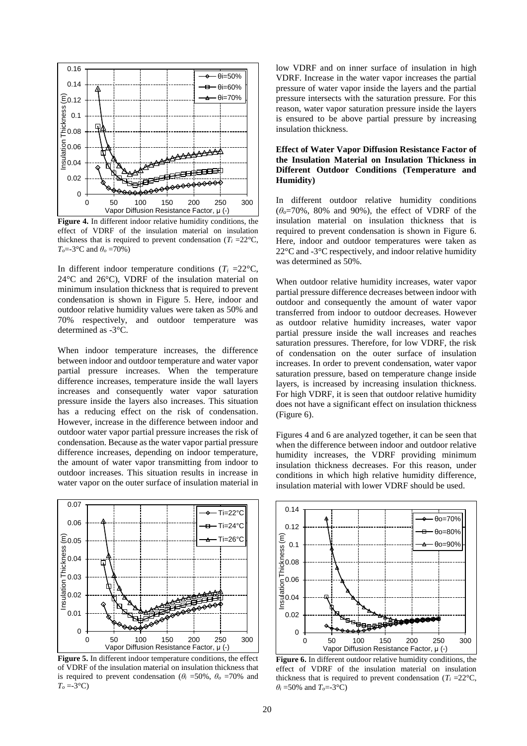**Figure 4.** In different indoor relative humidity conditions, the effect of VDRF of the insulation material on insulation thickness that is required to prevent condensation ($T_i$ =22°C, $T_o$=-3°C and $\theta_o$ =70%)

In different indoor temperature conditions ($T_i$ =22°C, 24°C and 26°C), VDRF of the insulation material on minimum insulation thickness that is required to prevent condensation is shown in Figure 5. Here, indoor and outdoor relative humidity values were taken as 50% and 70% respectively, and outdoor temperature was determined as -3°C.

When indoor temperature increases, the difference between indoor and outdoor temperature and water vapor partial pressure increases. When the temperature difference increases, temperature inside the wall layers increases and consequently water vapor saturation pressure inside the layers also increases. This situation has a reducing effect on the risk of condensation. However, increase in the difference between indoor and outdoor water vapor partial pressure increases the risk of condensation. Because as the water vapor partial pressure difference increases, depending on indoor temperature, the amount of water vapor transmitting from indoor to outdoor increases. This situation results in increase in water vapor on the outer surface of insulation material in low VDRF and on inner surface of insulation in high VDRF. Increase in the water vapor increases the partial pressure of water vapor inside the layers and the partial pressure intersects with the saturation pressure. For this reason, water vapor saturation pressure inside the layers is ensured to be above partial pressure by increasing insulation thickness.

**Figure 5.** In different indoor temperature conditions, the effect of VDRF of the insulation material on insulation thickness that is required to prevent condensation ($\theta_i$ =50%, $\theta_o$ =70% and $T_o$ =-3°C)

**Effect of Water Vapor Diffusion Resistance Factor of the Insulation Material on Insulation Thickness in Different Outdoor Conditions (Temperature and Humidity)**

In different outdoor relative humidity conditions ($\theta_o$=70%, 80% and 90%), the effect of VDRF of the insulation material on insulation thickness that is required to prevent condensation is shown in Figure 6. Here, indoor and outdoor temperatures were taken as 22°C and -3°C respectively, and indoor relative humidity was determined as 50%.

When outdoor relative humidity increases, water vapor partial pressure difference decreases between indoor with outdoor and consequently the amount of water vapor transferred from indoor to outdoor decreases. However as outdoor relative humidity increases, water vapor partial pressure inside the wall increases and reaches saturation pressures. Therefore, for low VDRF, the risk of condensation on the outer surface of insulation increases. In order to prevent condensation, water vapor saturation pressure, based on temperature change inside layers, is increased by increasing insulation thickness. For high VDRF, it is seen that outdoor relative humidity does not have a significant effect on insulation thickness (Figure 6).

Figures 4 and 6 are analyzed together, it can be seen that when the difference between indoor and outdoor relative humidity increases, the VDRF providing minimum insulation thickness decreases. For this reason, under conditions in which high relative humidity difference, insulation material with lower VDRF should be used.

**Figure 6.** In different outdoor relative humidity conditions, the effect of VDRF of the insulation material on insulation thickness that is required to prevent condensation ($T_i$ =22°C, $\theta_i$ =50% and $T_o$=-3°C)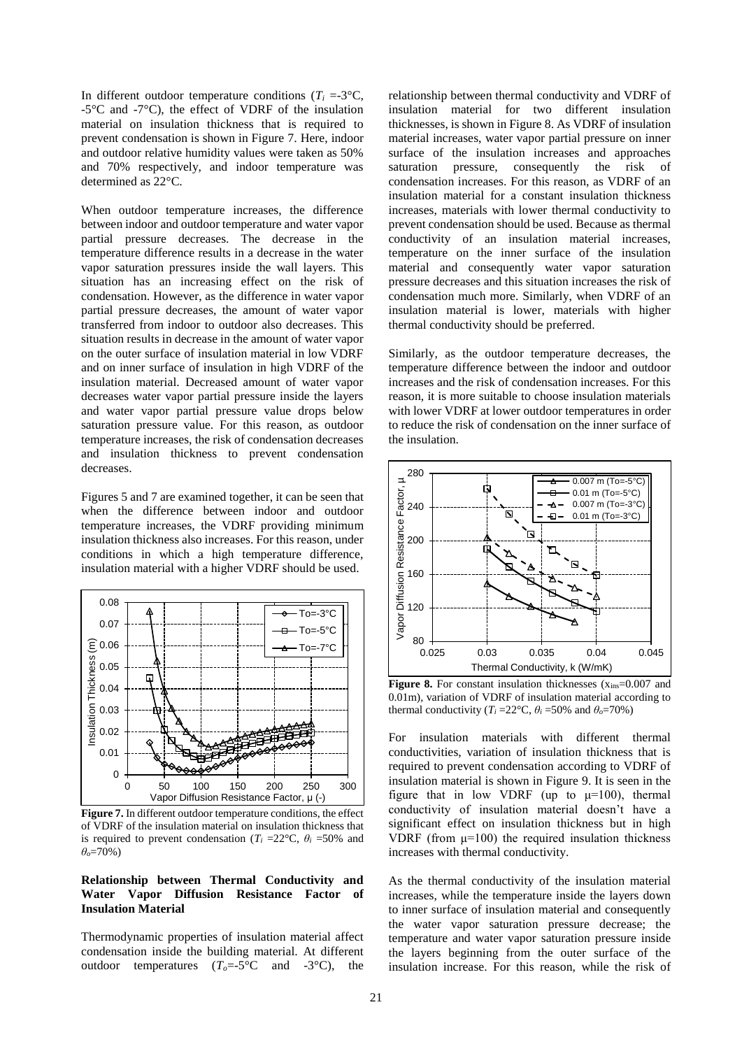In different outdoor temperature conditions ($T_i$ =-3°C, -5°C and -7°C), the effect of VDRF of the insulation material on insulation thickness that is required to prevent condensation is shown in Figure 7. Here, indoor and outdoor relative humidity values were taken as 50% and 70% respectively, and indoor temperature was determined as 22°C.

When outdoor temperature increases, the difference between indoor and outdoor temperature and water vapor partial pressure decreases. The decrease in the temperature difference results in a decrease in the water vapor saturation pressures inside the wall layers. This situation has an increasing effect on the risk of condensation. However, as the difference in water vapor partial pressure decreases, the amount of water vapor transferred from indoor to outdoor also decreases. This situation results in decrease in the amount of water vapor on the outer surface of insulation material in low VDRF and on inner surface of insulation in high VDRF of the insulation material. Decreased amount of water vapor decreases water vapor partial pressure inside the layers and water vapor partial pressure value drops below saturation pressure value. For this reason, as outdoor temperature increases, the risk of condensation decreases and insulation thickness to prevent condensation decreases.

Figures 5 and 7 are examined together, it can be seen that when the difference between indoor and outdoor temperature increases, the VDRF providing minimum insulation thickness also increases. For this reason, under conditions in which a high temperature difference, insulation material with a higher VDRF should be used.

**Figure 7.** In different outdoor temperature conditions, the effect of VDRF of the insulation material on insulation thickness that is required to prevent condensation ($T_i$ =22°C, $\theta_i$ =50% and $\theta_o$=70%)

### Relationship between Thermal Conductivity and Water Vapor Diffusion Resistance Factor of Insulation Material

Thermodynamic properties of insulation material affect condensation inside the building material. At different outdoor temperatures ($T_o$=-5°C and -3°C), the relationship between thermal conductivity and VDRF of insulation material for two different insulation thicknesses, is shown in Figure 8. As VDRF of insulation material increases, water vapor partial pressure on inner surface of the insulation increases and approaches saturation pressure, consequently the risk of condensation increases. For this reason, as VDRF of an insulation material for a constant insulation thickness increases, materials with lower thermal conductivity to prevent condensation should be used. Because as thermal conductivity of an insulation material increases, temperature on the inner surface of the insulation material and consequently water vapor saturation pressure decreases and this situation increases the risk of condensation much more. Similarly, when VDRF of an insulation material is lower, materials with higher thermal conductivity should be preferred.

Similarly, as the outdoor temperature decreases, the temperature difference between the indoor and outdoor increases and the risk of condensation increases. For this reason, it is more suitable to choose insulation materials with lower VDRF at lower outdoor temperatures in order to reduce the risk of condensation on the inner surface of the insulation.

**Figure 8.** For constant insulation thicknesses ($x_{ins}$=0.007 and 0.01m), variation of VDRF of insulation material according to thermal conductivity ($T_i$ =22°C, $\theta_i$ =50% and $\theta_o$=70%)

For insulation materials with different thermal conductivities, variation of insulation thickness that is required to prevent condensation according to VDRF of insulation material is shown in Figure 9. It is seen in the figure that in low VDRF (up to μ=100), thermal conductivity of insulation material doesn't have a significant effect on insulation thickness but in high VDRF (from μ=100) the required insulation thickness increases with thermal conductivity.

As the thermal conductivity of the insulation material increases, while the temperature inside the layers down to inner surface of insulation material and consequently the water vapor saturation pressure decrease; the temperature and water vapor saturation pressure inside the layers beginning from the outer surface of the insulation increase. For this reason, while the risk of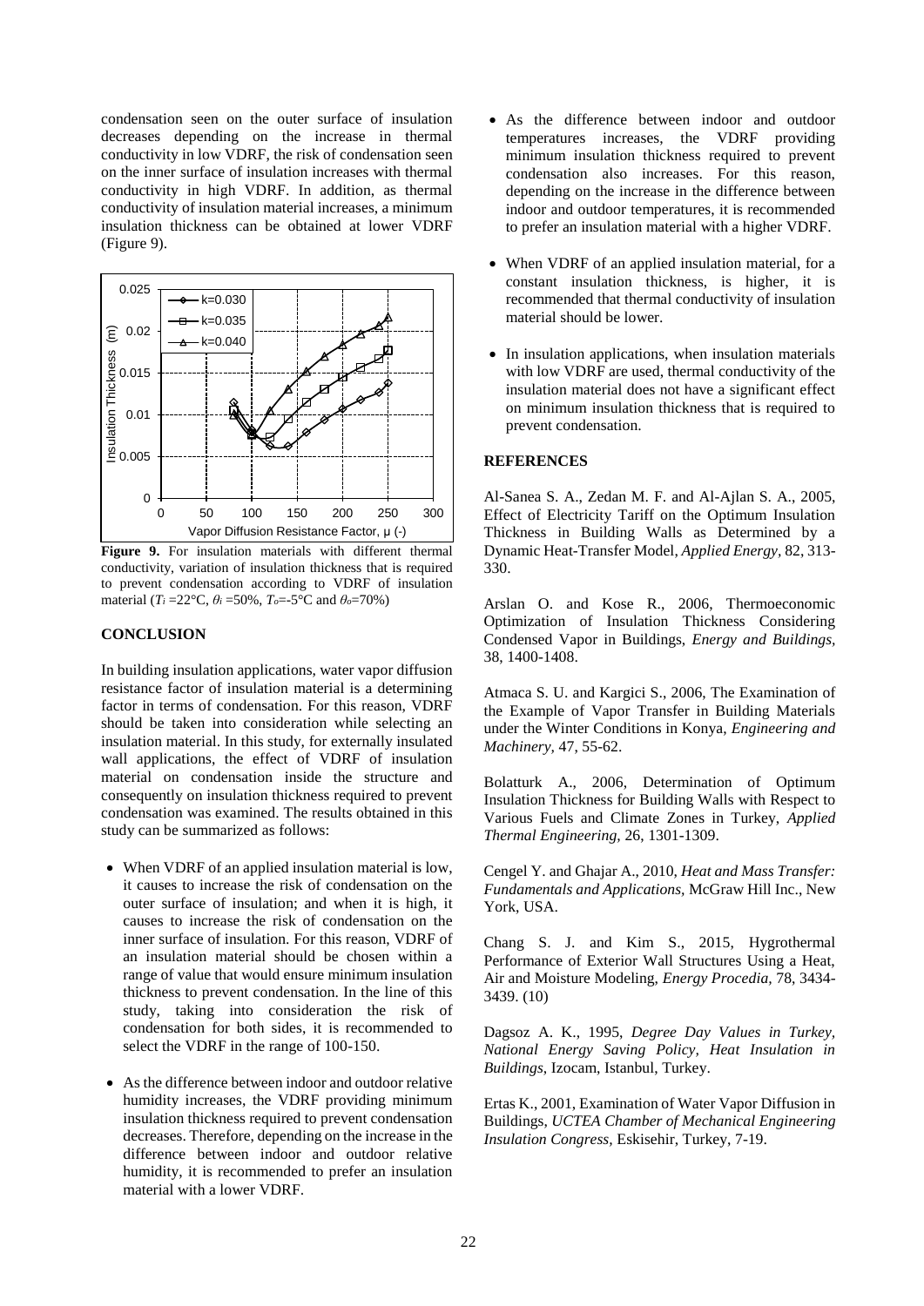condensation seen on the outer surface of insulation decreases depending on the increase in thermal conductivity in low VDRF, the risk of condensation seen on the inner surface of insulation increases with thermal conductivity in high VDRF. In addition, as thermal conductivity of insulation material increases, a minimum insulation thickness can be obtained at lower VDRF (Figure 9).

**Figure 9.** For insulation materials with different thermal conductivity, variation of insulation thickness that is required to prevent condensation according to VDRF of insulation material ($T_i$ =22°C, $\theta_i$ =50%, $T_o$=-5°C and $\theta_o$=70%)

## CONCLUSION

In building insulation applications, water vapor diffusion resistance factor of insulation material is a determining factor in terms of condensation. For this reason, VDRF should be taken into consideration while selecting an insulation material. In this study, for externally insulated wall applications, the effect of VDRF of insulation material on condensation inside the structure and consequently on insulation thickness required to prevent condensation was examined. The results obtained in this study can be summarized as follows:

- When VDRF of an applied insulation material is low, it causes to increase the risk of condensation on the outer surface of insulation; and when it is high, it causes to increase the risk of condensation on the inner surface of insulation. For this reason, VDRF of an insulation material should be chosen within a range of value that would ensure minimum insulation thickness to prevent condensation. In the line of this study, taking into consideration the risk of condensation for both sides, it is recommended to select the VDRF in the range of 100-150.
- As the difference between indoor and outdoor relative humidity increases, the VDRF providing minimum insulation thickness required to prevent condensation decreases. Therefore, depending on the increase in the difference between indoor and outdoor relative humidity, it is recommended to prefer an insulation material with a lower VDRF.
- As the difference between indoor and outdoor temperatures increases, the VDRF providing minimum insulation thickness required to prevent condensation also increases. For this reason, depending on the increase in the difference between indoor and outdoor temperatures, it is recommended to prefer an insulation material with a higher VDRF.
- When VDRF of an applied insulation material, for a constant insulation thickness, is higher, it is recommended that thermal conductivity of insulation material should be lower.
- In insulation applications, when insulation materials with low VDRF are used, thermal conductivity of the insulation material does not have a significant effect on minimum insulation thickness that is required to prevent condensation.

## REFERENCES

Al-Sanea S. A., Zedan M. F. and Al-Ajlan S. A., 2005, Effect of Electricity Tariff on the Optimum Insulation Thickness in Building Walls as Determined by a Dynamic Heat-Transfer Model, *Applied Energy,* 82, 313-330.

Arslan O. and Kose R., 2006, Thermoeconomic Optimization of Insulation Thickness Considering Condensed Vapor in Buildings, *Energy and Buildings,* 38, 1400-1408.

Atmaca S. U. and Kargici S., 2006, The Examination of the Example of Vapor Transfer in Building Materials under the Winter Conditions in Konya, *Engineering and Machinery,* 47, 55-62.

Bolatturk A., 2006, Determination of Optimum Insulation Thickness for Building Walls with Respect to Various Fuels and Climate Zones in Turkey, *Applied Thermal Engineering,* 26, 1301-1309.

Cengel Y. and Ghajar A., 2010, *Heat and Mass Transfer: Fundamentals and Applications,* McGraw Hill Inc., New York, USA.

Chang S. J. and Kim S., 2015, Hygrothermal Performance of Exterior Wall Structures Using a Heat, Air and Moisture Modeling, *Energy Procedia,* 78, 3434-3439. (10)

Dagsoz A. K., 1995, *Degree Day Values in Turkey, National Energy Saving Policy, Heat Insulation in Buildings,* Izocam, Istanbul, Turkey.

Ertas K., 2001, Examination of Water Vapor Diffusion in Buildings, *UCTEA Chamber of Mechanical Engineering Insulation Congress,* Eskisehir, Turkey, 7-19.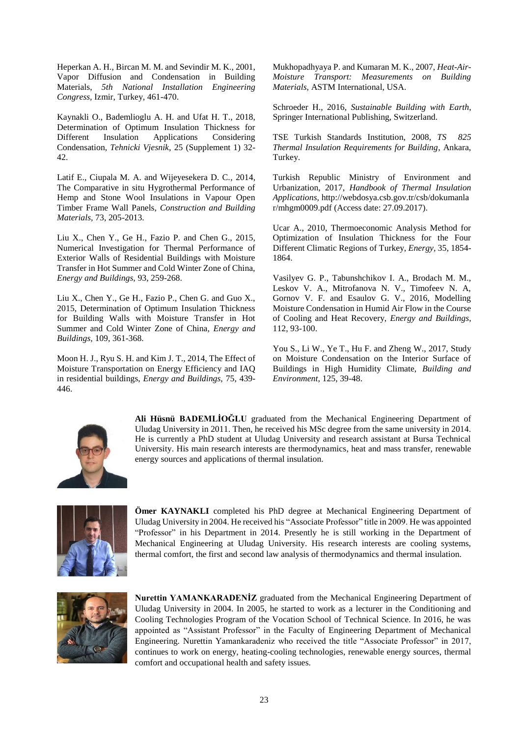Heperkan A. H., Bircan M. M. and Sevindir M. K., 2001, Vapor Diffusion and Condensation in Building Materials, *5th National Installation Engineering Congress*, Izmir, Turkey, 461-470.

Kaynakli O., Bademlioglu A. H. and Ufat H. T., 2018, Determination of Optimum Insulation Thickness for Different Insulation Applications Considering Condensation, *Tehnicki Vjesnik*, 25 (Supplement 1) 32-42.

Latif E., Ciupala M. A. and Wijeyesekera D. C., 2014, The Comparative in situ Hygrothermal Performance of Hemp and Stone Wool Insulations in Vapour Open Timber Frame Wall Panels, *Construction and Building Materials*, 73, 205-2013.

Liu X., Chen Y., Ge H., Fazio P. and Chen G., 2015, Numerical Investigation for Thermal Performance of Exterior Walls of Residential Buildings with Moisture Transfer in Hot Summer and Cold Winter Zone of China, *Energy and Buildings*, 93, 259-268.

Liu X., Chen Y., Ge H., Fazio P., Chen G. and Guo X., 2015, Determination of Optimum Insulation Thickness for Building Walls with Moisture Transfer in Hot Summer and Cold Winter Zone of China, *Energy and Buildings*, 109, 361-368.

Moon H. J., Ryu S. H. and Kim J. T., 2014, The Effect of Moisture Transportation on Energy Efficiency and IAQ in residential buildings, *Energy and Buildings*, 75, 439-446.

Mukhopadhyaya P. and Kumaran M. K., 2007, *Heat-Air-Moisture Transport: Measurements on Building Materials*, ASTM International, USA.

Schroeder H., 2016, *Sustainable Building with Earth*, Springer International Publishing, Switzerland.

TSE Turkish Standards Institution, 2008, *TS 825 Thermal Insulation Requirements for Building*, Ankara, Turkey.

Turkish Republic Ministry of Environment and Urbanization, 2017, *Handbook of Thermal Insulation Applications*, http://webdosya.csb.gov.tr/csb/dokumanlar/mhgm0009.pdf (Access date: 27.09.2017).

Ucar A., 2010, Thermoeconomic Analysis Method for Optimization of Insulation Thickness for the Four Different Climatic Regions of Turkey, *Energy*, 35, 1854-1864.

Vasilyev G. P., Tabunshchikov I. A., Brodach M. M., Leskov V. A., Mitrofanova N. V., Timofeev N. A, Gornov V. F. and Esaulov G. V., 2016, Modelling Moisture Condensation in Humid Air Flow in the Course of Cooling and Heat Recovery, *Energy and Buildings*, 112, 93-100.

You S., Li W., Ye T., Hu F. and Zheng W., 2017, Study on Moisture Condensation on the Interior Surface of Buildings in High Humidity Climate, *Building and Environment*, 125, 39-48.

**Ali Hüsnü BADEMLİOĞLU** graduated from the Mechanical Engineering Department of Uludag University in 2011. Then, he received his MSc degree from the same university in 2014. He is currently a PhD student at Uludag University and research assistant at Bursa Technical University. His main research interests are thermodynamics, heat and mass transfer, renewable energy sources and applications of thermal insulation.

**Ömer KAYNAKLI** completed his PhD degree at Mechanical Engineering Department of Uludag University in 2004. He received his "Associate Professor" title in 2009. He was appointed "Professor" in his Department in 2014. Presently he is still working in the Department of Mechanical Engineering at Uludag University. His research interests are cooling systems, thermal comfort, the first and second law analysis of thermodynamics and thermal insulation.

**Nurettin YAMANKARADENİZ** graduated from the Mechanical Engineering Department of Uludag University in 2004. In 2005, he started to work as a lecturer in the Conditioning and Cooling Technologies Program of the Vocation School of Technical Science. In 2016, he was appointed as "Assistant Professor" in the Faculty of Engineering Department of Mechanical Engineering. Nurettin Yamankaradeniz who received the title "Associate Professor" in 2017, continues to work on energy, heating-cooling technologies, renewable energy sources, thermal comfort and occupational health and safety issues.